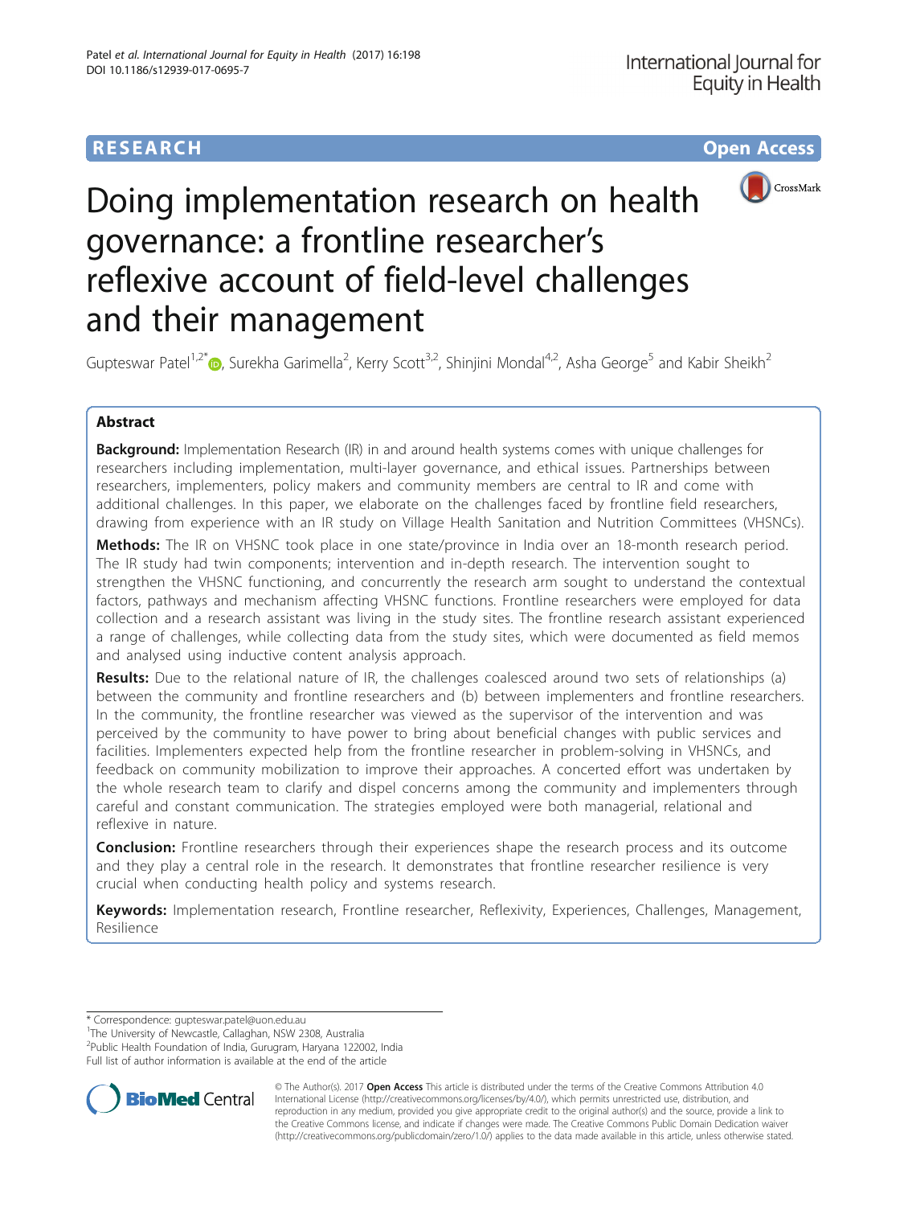RESEARCH Open Access

# Doing implementation research on health governance: a frontline researcher's reflexive account of field-level challenges and their management

Gupteswar Patel[1,2*], Surekha Garimella[2], Kerry Scott[3,2], Shinjini Mondal[4,2], Asha George[5] and Kabir Sheikh[2]

## Abstract

**Background:** Implementation Research (IR) in and around health systems comes with unique challenges for researchers including implementation, multi-layer governance, and ethical issues. Partnerships between researchers, implementers, policy makers and community members are central to IR and come with additional challenges. In this paper, we elaborate on the challenges faced by frontline field researchers, drawing from experience with an IR study on Village Health Sanitation and Nutrition Committees (VHSNCs).

**Methods:** The IR on VHSNC took place in one state/province in India over an 18-month research period. The IR study had twin components; intervention and in-depth research. The intervention sought to strengthen the VHSNC functioning, and concurrently the research arm sought to understand the contextual factors, pathways and mechanism affecting VHSNC functions. Frontline researchers were employed for data collection and a research assistant was living in the study sites. The frontline research assistant experienced a range of challenges, while collecting data from the study sites, which were documented as field memos and analysed using inductive content analysis approach.

**Results:** Due to the relational nature of IR, the challenges coalesced around two sets of relationships (a) between the community and frontline researchers and (b) between implementers and frontline researchers. In the community, the frontline researcher was viewed as the supervisor of the intervention and was perceived by the community to have power to bring about beneficial changes with public services and facilities. Implementers expected help from the frontline researcher in problem-solving in VHSNCs, and feedback on community mobilization to improve their approaches. A concerted effort was undertaken by the whole research team to clarify and dispel concerns among the community and implementers through careful and constant communication. The strategies employed were both managerial, relational and reflexive in nature.

**Conclusion:** Frontline researchers through their experiences shape the research process and its outcome and they play a central role in the research. It demonstrates that frontline researcher resilience is very crucial when conducting health policy and systems research.

**Keywords:** Implementation research, Frontline researcher, Reflexivity, Experiences, Challenges, Management, Resilience

\* Correspondence: gupteswar.patel@uon.edu.au
[1]The University of Newcastle, Callaghan, NSW 2308, Australia
[2]Public Health Foundation of India, Gurugram, Haryana 122002, India
Full list of author information is available at the end of the article

© The Author(s). 2017 **Open Access** This article is distributed under the terms of the Creative Commons Attribution 4.0 International License (http://creativecommons.org/licenses/by/4.0/), which permits unrestricted use, distribution, and reproduction in any medium, provided you give appropriate credit to the original author(s) and the source, provide a link to the Creative Commons license, and indicate if changes were made. The Creative Commons Public Domain Dedication waiver (http://creativecommons.org/publicdomain/zero/1.0/) applies to the data made available in this article, unless otherwise stated.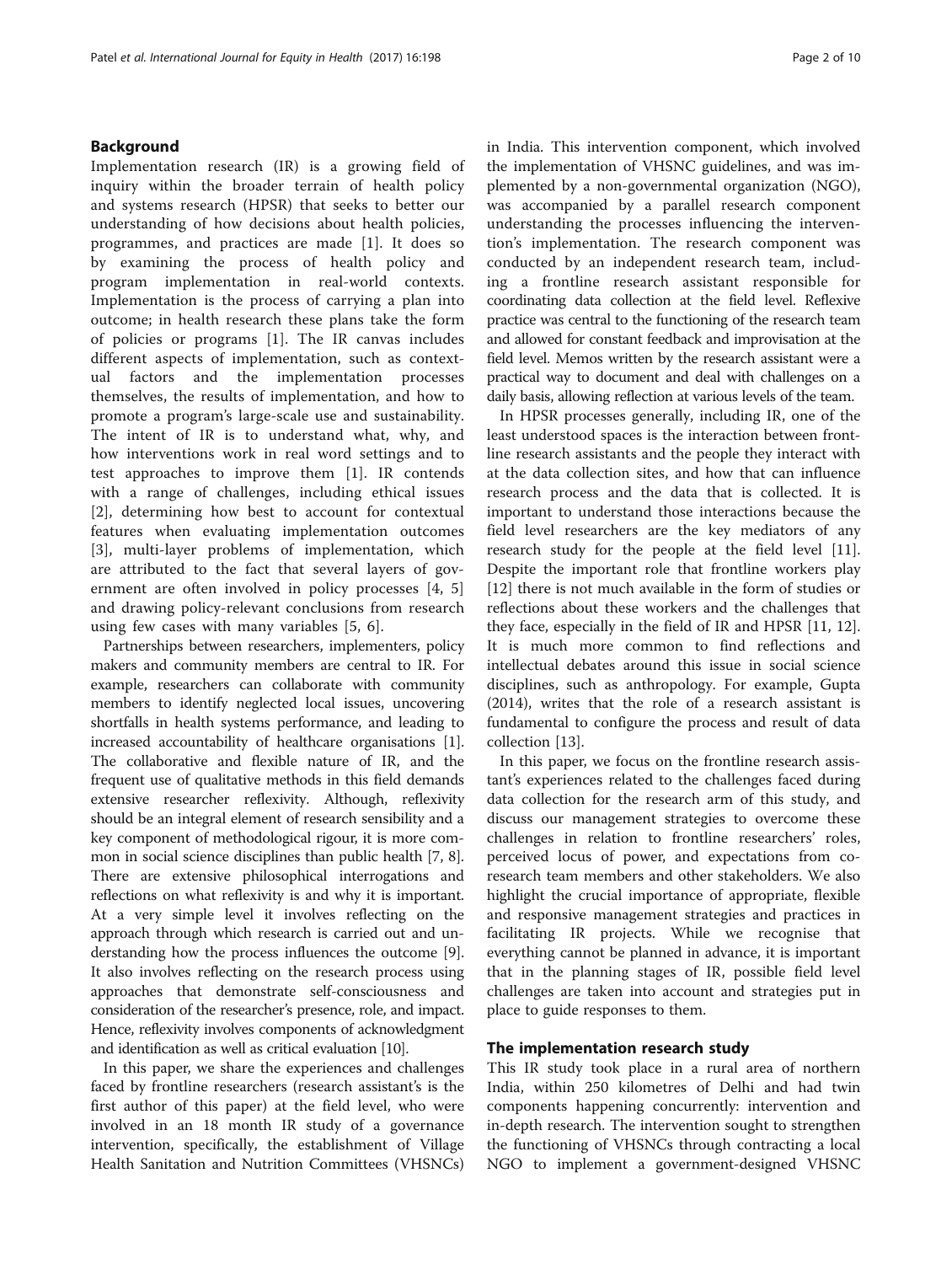## Background

Implementation research (IR) is a growing field of inquiry within the broader terrain of health policy and systems research (HPSR) that seeks to better our understanding of how decisions about health policies, programmes, and practices are made [1]. It does so by examining the process of health policy and program implementation in real-world contexts. Implementation is the process of carrying a plan into outcome; in health research these plans take the form of policies or programs [1]. The IR canvas includes different aspects of implementation, such as contextual factors and the implementation processes themselves, the results of implementation, and how to promote a program's large-scale use and sustainability. The intent of IR is to understand what, why, and how interventions work in real word settings and to test approaches to improve them [1]. IR contends with a range of challenges, including ethical issues [2], determining how best to account for contextual features when evaluating implementation outcomes [3], multi-layer problems of implementation, which are attributed to the fact that several layers of government are often involved in policy processes [4, 5] and drawing policy-relevant conclusions from research using few cases with many variables [5, 6].

Partnerships between researchers, implementers, policy makers and community members are central to IR. For example, researchers can collaborate with community members to identify neglected local issues, uncovering shortfalls in health systems performance, and leading to increased accountability of healthcare organisations [1]. The collaborative and flexible nature of IR, and the frequent use of qualitative methods in this field demands extensive researcher reflexivity. Although, reflexivity should be an integral element of research sensibility and a key component of methodological rigour, it is more common in social science disciplines than public health [7, 8]. There are extensive philosophical interrogations and reflections on what reflexivity is and why it is important. At a very simple level it involves reflecting on the approach through which research is carried out and understanding how the process influences the outcome [9]. It also involves reflecting on the research process using approaches that demonstrate self-consciousness and consideration of the researcher's presence, role, and impact. Hence, reflexivity involves components of acknowledgment and identification as well as critical evaluation [10].

In this paper, we share the experiences and challenges faced by frontline researchers (research assistant's is the first author of this paper) at the field level, who were involved in an 18 month IR study of a governance intervention, specifically, the establishment of Village Health Sanitation and Nutrition Committees (VHSNCs) in India. This intervention component, which involved the implementation of VHSNC guidelines, and was implemented by a non-governmental organization (NGO), was accompanied by a parallel research component understanding the processes influencing the intervention's implementation. The research component was conducted by an independent research team, including a frontline research assistant responsible for coordinating data collection at the field level. Reflexive practice was central to the functioning of the research team and allowed for constant feedback and improvisation at the field level. Memos written by the research assistant were a practical way to document and deal with challenges on a daily basis, allowing reflection at various levels of the team.

In HPSR processes generally, including IR, one of the least understood spaces is the interaction between frontline research assistants and the people they interact with at the data collection sites, and how that can influence research process and the data that is collected. It is important to understand those interactions because the field level researchers are the key mediators of any research study for the people at the field level [11]. Despite the important role that frontline workers play [12] there is not much available in the form of studies or reflections about these workers and the challenges that they face, especially in the field of IR and HPSR [11, 12]. It is much more common to find reflections and intellectual debates around this issue in social science disciplines, such as anthropology. For example, Gupta (2014), writes that the role of a research assistant is fundamental to configure the process and result of data collection [13].

In this paper, we focus on the frontline research assistant's experiences related to the challenges faced during data collection for the research arm of this study, and discuss our management strategies to overcome these challenges in relation to frontline researchers' roles, perceived locus of power, and expectations from co-research team members and other stakeholders. We also highlight the crucial importance of appropriate, flexible and responsive management strategies and practices in facilitating IR projects. While we recognise that everything cannot be planned in advance, it is important that in the planning stages of IR, possible field level challenges are taken into account and strategies put in place to guide responses to them.

## The implementation research study

This IR study took place in a rural area of northern India, within 250 kilometres of Delhi and had twin components happening concurrently: intervention and in-depth research. The intervention sought to strengthen the functioning of VHSNCs through contracting a local NGO to implement a government-designed VHSNC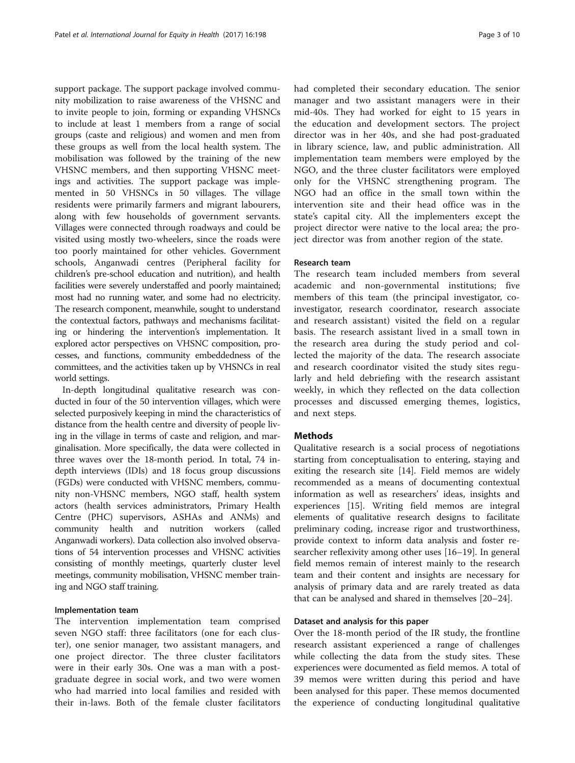support package. The support package involved community mobilization to raise awareness of the VHSNC and to invite people to join, forming or expanding VHSNCs to include at least 1 members from a range of social groups (caste and religious) and women and men from these groups as well from the local health system. The mobilisation was followed by the training of the new VHSNC members, and then supporting VHSNC meetings and activities. The support package was implemented in 50 VHSNCs in 50 villages. The village residents were primarily farmers and migrant labourers, along with few households of government servants. Villages were connected through roadways and could be visited using mostly two-wheelers, since the roads were too poorly maintained for other vehicles. Government schools, Anganwadi centres (Peripheral facility for children's pre-school education and nutrition), and health facilities were severely understaffed and poorly maintained; most had no running water, and some had no electricity. The research component, meanwhile, sought to understand the contextual factors, pathways and mechanisms facilitating or hindering the intervention's implementation. It explored actor perspectives on VHSNC composition, processes, and functions, community embeddedness of the committees, and the activities taken up by VHSNCs in real world settings.

In-depth longitudinal qualitative research was conducted in four of the 50 intervention villages, which were selected purposively keeping in mind the characteristics of distance from the health centre and diversity of people living in the village in terms of caste and religion, and marginalisation. More specifically, the data were collected in three waves over the 18-month period. In total, 74 in-depth interviews (IDIs) and 18 focus group discussions (FGDs) were conducted with VHSNC members, community non-VHSNC members, NGO staff, health system actors (health services administrators, Primary Health Centre (PHC) supervisors, ASHAs and ANMs) and community health and nutrition workers (called Anganwadi workers). Data collection also involved observations of 54 intervention processes and VHSNC activities consisting of monthly meetings, quarterly cluster level meetings, community mobilisation, VHSNC member training and NGO staff training.

### Implementation team

The intervention implementation team comprised seven NGO staff: three facilitators (one for each cluster), one senior manager, two assistant managers, and one project director. The three cluster facilitators were in their early 30s. One was a man with a post-graduate degree in social work, and two were women who had married into local families and resided with their in-laws. Both of the female cluster facilitators had completed their secondary education. The senior manager and two assistant managers were in their mid-40s. They had worked for eight to 15 years in the education and development sectors. The project director was in her 40s, and she had post-graduated in library science, law, and public administration. All implementation team members were employed by the NGO, and the three cluster facilitators were employed only for the VHSNC strengthening program. The NGO had an office in the small town within the intervention site and their head office was in the state's capital city. All the implementers except the project director were native to the local area; the project director was from another region of the state.

### Research team

The research team included members from several academic and non-governmental institutions; five members of this team (the principal investigator, co-investigator, research coordinator, research associate and research assistant) visited the field on a regular basis. The research assistant lived in a small town in the research area during the study period and collected the majority of the data. The research associate and research coordinator visited the study sites regularly and held debriefing with the research assistant weekly, in which they reflected on the data collection processes and discussed emerging themes, logistics, and next steps.

## Methods

Qualitative research is a social process of negotiations starting from conceptualisation to entering, staying and exiting the research site [14]. Field memos are widely recommended as a means of documenting contextual information as well as researchers' ideas, insights and experiences [15]. Writing field memos are integral elements of qualitative research designs to facilitate preliminary coding, increase rigor and trustworthiness, provide context to inform data analysis and foster researcher reflexivity among other uses [16–19]. In general field memos remain of interest mainly to the research team and their content and insights are necessary for analysis of primary data and are rarely treated as data that can be analysed and shared in themselves [20–24].

### Dataset and analysis for this paper

Over the 18-month period of the IR study, the frontline research assistant experienced a range of challenges while collecting the data from the study sites. These experiences were documented as field memos. A total of 39 memos were written during this period and have been analysed for this paper. These memos documented the experience of conducting longitudinal qualitative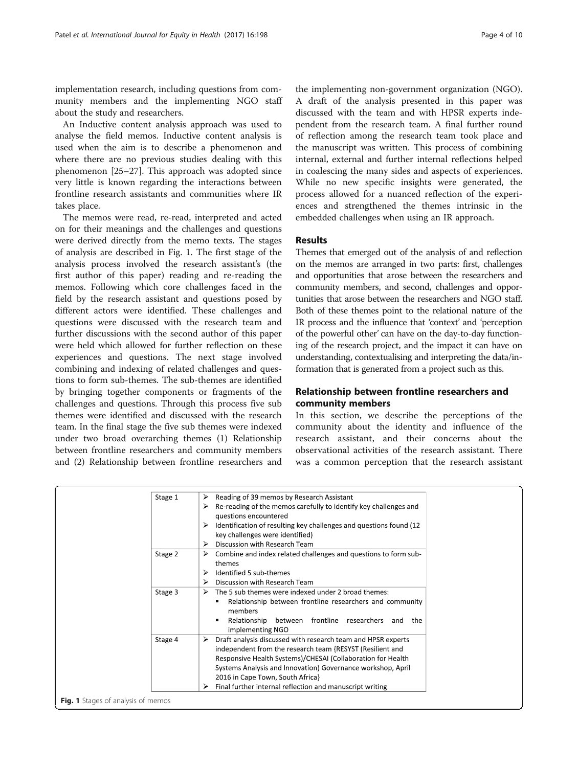implementation research, including questions from community members and the implementing NGO staff about the study and researchers.

An Inductive content analysis approach was used to analyse the field memos. Inductive content analysis is used when the aim is to describe a phenomenon and where there are no previous studies dealing with this phenomenon [25–27]. This approach was adopted since very little is known regarding the interactions between frontline research assistants and communities where IR takes place.

The memos were read, re-read, interpreted and acted on for their meanings and the challenges and questions were derived directly from the memo texts. The stages of analysis are described in Fig. 1. The first stage of the analysis process involved the research assistant's (the first author of this paper) reading and re-reading the memos. Following which core challenges faced in the field by the research assistant and questions posed by different actors were identified. These challenges and questions were discussed with the research team and further discussions with the second author of this paper were held which allowed for further reflection on these experiences and questions. The next stage involved combining and indexing of related challenges and questions to form sub-themes. The sub-themes are identified by bringing together components or fragments of the challenges and questions. Through this process five sub themes were identified and discussed with the research team. In the final stage the five sub themes were indexed under two broad overarching themes (1) Relationship between frontline researchers and community members and (2) Relationship between frontline researchers and the implementing non-government organization (NGO). A draft of the analysis presented in this paper was discussed with the team and with HPSR experts independent from the research team. A final further round of reflection among the research team took place and the manuscript was written. This process of combining internal, external and further internal reflections helped in coalescing the many sides and aspects of experiences. While no new specific insights were generated, the process allowed for a nuanced reflection of the experiences and strengthened the themes intrinsic in the embedded challenges when using an IR approach.

## Results

Themes that emerged out of the analysis of and reflection on the memos are arranged in two parts: first, challenges and opportunities that arose between the researchers and community members, and second, challenges and opportunities that arose between the researchers and NGO staff. Both of these themes point to the relational nature of the IR process and the influence that 'context' and 'perception of the powerful other' can have on the day-to-day functioning of the research project, and the impact it can have on understanding, contextualising and interpreting the data/information that is generated from a project such as this.

### Relationship between frontline researchers and community members

In this section, we describe the perceptions of the community about the identity and influence of the research assistant, and their concerns about the observational activities of the research assistant. There was a common perception that the research assistant

| | |
|---|---|
| Stage 1 | ➢ Reading of 39 memos by Research Assistant<br>➢ Re-reading of the memos carefully to identify key challenges and questions encountered<br>➢ Identification of resulting key challenges and questions found (12 key challenges were identified)<br>➢ Discussion with Research Team |
| Stage 2 | ➢ Combine and index related challenges and questions to form sub-themes<br>➢ Identified 5 sub-themes<br>➢ Discussion with Research Team |
| Stage 3 | ➢ The 5 sub themes were indexed under 2 broad themes:<br>▪ Relationship between frontline researchers and community members<br>▪ Relationship between frontline researchers and the implementing NGO |
| Stage 4 | ➢ Draft analysis discussed with research team and HPSR experts independent from the research team {RESYST (Resilient and Responsive Health Systems)/CHESAI (Collaboration for Health Systems Analysis and Innovation) Governance workshop, April 2016 in Cape Town, South Africa}<br>➢ Final further internal reflection and manuscript writing |

**Fig. 1** Stages of analysis of memos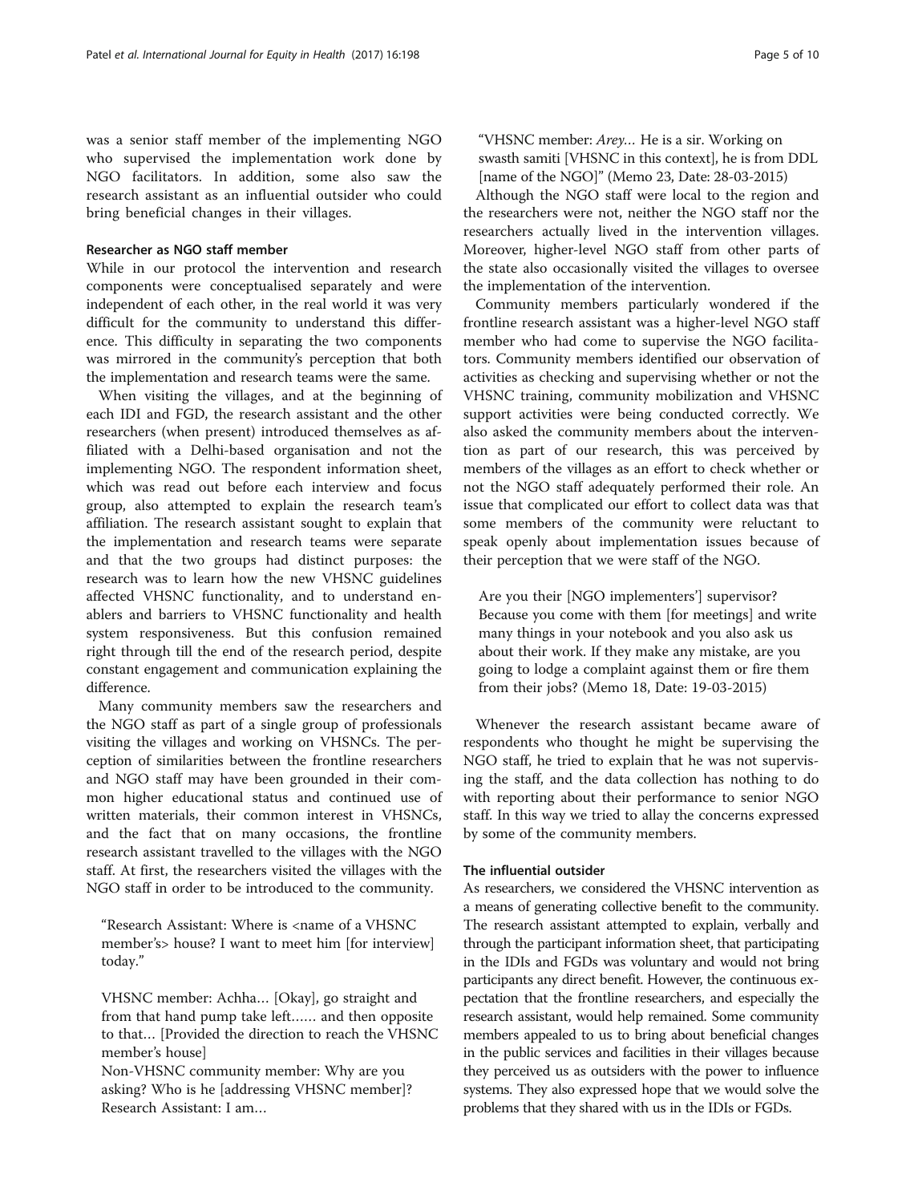was a senior staff member of the implementing NGO who supervised the implementation work done by NGO facilitators. In addition, some also saw the research assistant as an influential outsider who could bring beneficial changes in their villages.

### Researcher as NGO staff member

While in our protocol the intervention and research components were conceptualised separately and were independent of each other, in the real world it was very difficult for the community to understand this difference. This difficulty in separating the two components was mirrored in the community's perception that both the implementation and research teams were the same.

When visiting the villages, and at the beginning of each IDI and FGD, the research assistant and the other researchers (when present) introduced themselves as affiliated with a Delhi-based organisation and not the implementing NGO. The respondent information sheet, which was read out before each interview and focus group, also attempted to explain the research team's affiliation. The research assistant sought to explain that the implementation and research teams were separate and that the two groups had distinct purposes: the research was to learn how the new VHSNC guidelines affected VHSNC functionality, and to understand enablers and barriers to VHSNC functionality and health system responsiveness. But this confusion remained right through till the end of the research period, despite constant engagement and communication explaining the difference.

Many community members saw the researchers and the NGO staff as part of a single group of professionals visiting the villages and working on VHSNCs. The perception of similarities between the frontline researchers and NGO staff may have been grounded in their common higher educational status and continued use of written materials, their common interest in VHSNCs, and the fact that on many occasions, the frontline research assistant travelled to the villages with the NGO staff. At first, the researchers visited the villages with the NGO staff in order to be introduced to the community.

> "Research Assistant: Where is <name of a VHSNC member's> house? I want to meet him [for interview] today."
>
> VHSNC member: Achha… [Okay], go straight and from that hand pump take left…… and then opposite to that… [Provided the direction to reach the VHSNC member's house]
>
> Non-VHSNC community member: Why are you asking? Who is he [addressing VHSNC member]?
>
> Research Assistant: I am…
>
> "VHSNC member: *Arey…* He is a sir. Working on swasth samiti [VHSNC in this context], he is from DDL [name of the NGO]" (Memo 23, Date: 28-03-2015)

Although the NGO staff were local to the region and the researchers were not, neither the NGO staff nor the researchers actually lived in the intervention villages. Moreover, higher-level NGO staff from other parts of the state also occasionally visited the villages to oversee the implementation of the intervention.

Community members particularly wondered if the frontline research assistant was a higher-level NGO staff member who had come to supervise the NGO facilitators. Community members identified our observation of activities as checking and supervising whether or not the VHSNC training, community mobilization and VHSNC support activities were being conducted correctly. We also asked the community members about the intervention as part of our research, this was perceived by members of the villages as an effort to check whether or not the NGO staff adequately performed their role. An issue that complicated our effort to collect data was that some members of the community were reluctant to speak openly about implementation issues because of their perception that we were staff of the NGO.

> Are you their [NGO implementers'] supervisor? Because you come with them [for meetings] and write many things in your notebook and you also ask us about their work. If they make any mistake, are you going to lodge a complaint against them or fire them from their jobs? (Memo 18, Date: 19-03-2015)

Whenever the research assistant became aware of respondents who thought he might be supervising the NGO staff, he tried to explain that he was not supervising the staff, and the data collection has nothing to do with reporting about their performance to senior NGO staff. In this way we tried to allay the concerns expressed by some of the community members.

### The influential outsider

As researchers, we considered the VHSNC intervention as a means of generating collective benefit to the community. The research assistant attempted to explain, verbally and through the participant information sheet, that participating in the IDIs and FGDs was voluntary and would not bring participants any direct benefit. However, the continuous expectation that the frontline researchers, and especially the research assistant, would help remained. Some community members appealed to us to bring about beneficial changes in the public services and facilities in their villages because they perceived us as outsiders with the power to influence systems. They also expressed hope that we would solve the problems that they shared with us in the IDIs or FGDs.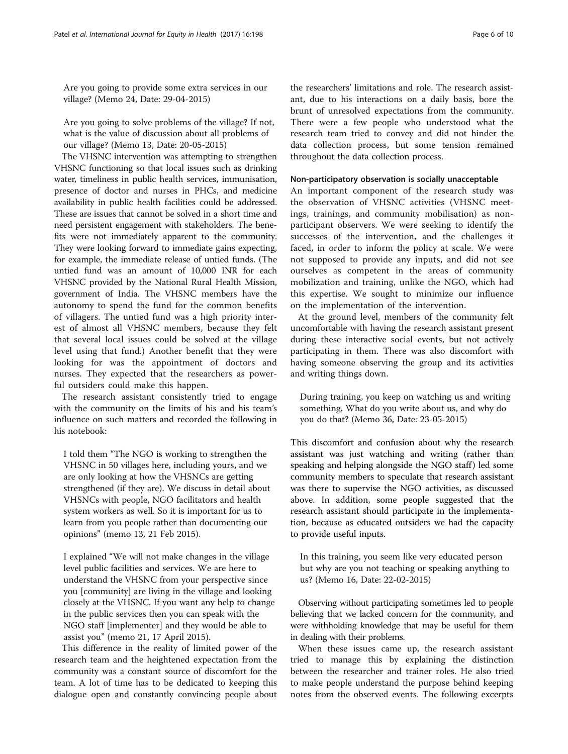> Are you going to provide some extra services in our village? (Memo 24, Date: 29-04-2015)

> Are you going to solve problems of the village? If not, what is the value of discussion about all problems of our village? (Memo 13, Date: 20-05-2015)

The VHSNC intervention was attempting to strengthen VHSNC functioning so that local issues such as drinking water, timeliness in public health services, immunisation, presence of doctor and nurses in PHCs, and medicine availability in public health facilities could be addressed. These are issues that cannot be solved in a short time and need persistent engagement with stakeholders. The benefits were not immediately apparent to the community. They were looking forward to immediate gains expecting, for example, the immediate release of untied funds. (The untied fund was an amount of 10,000 INR for each VHSNC provided by the National Rural Health Mission, government of India. The VHSNC members have the autonomy to spend the fund for the common benefits of villagers. The untied fund was a high priority interest of almost all VHSNC members, because they felt that several local issues could be solved at the village level using that fund.) Another benefit that they were looking for was the appointment of doctors and nurses. They expected that the researchers as powerful outsiders could make this happen.

The research assistant consistently tried to engage with the community on the limits of his and his team's influence on such matters and recorded the following in his notebook:

> I told them "The NGO is working to strengthen the VHSNC in 50 villages here, including yours, and we are only looking at how the VHSNCs are getting strengthened (if they are). We discuss in detail about VHSNCs with people, NGO facilitators and health system workers as well. So it is important for us to learn from you people rather than documenting our opinions" (memo 13, 21 Feb 2015).

> I explained "We will not make changes in the village level public facilities and services. We are here to understand the VHSNC from your perspective since you [community] are living in the village and looking closely at the VHSNC. If you want any help to change in the public services then you can speak with the NGO staff [implementer] and they would be able to assist you" (memo 21, 17 April 2015).

This difference in the reality of limited power of the research team and the heightened expectation from the community was a constant source of discomfort for the team. A lot of time has to be dedicated to keeping this dialogue open and constantly convincing people about the researchers' limitations and role. The research assistant, due to his interactions on a daily basis, bore the brunt of unresolved expectations from the community. There were a few people who understood what the research team tried to convey and did not hinder the data collection process, but some tension remained throughout the data collection process.

#### Non-participatory observation is socially unacceptable

An important component of the research study was the observation of VHSNC activities (VHSNC meetings, trainings, and community mobilisation) as non-participant observers. We were seeking to identify the successes of the intervention, and the challenges it faced, in order to inform the policy at scale. We were not supposed to provide any inputs, and did not see ourselves as competent in the areas of community mobilization and training, unlike the NGO, which had this expertise. We sought to minimize our influence on the implementation of the intervention.

At the ground level, members of the community felt uncomfortable with having the research assistant present during these interactive social events, but not actively participating in them. There was also discomfort with having someone observing the group and its activities and writing things down.

> During training, you keep on watching us and writing something. What do you write about us, and why do you do that? (Memo 36, Date: 23-05-2015)

This discomfort and confusion about why the research assistant was just watching and writing (rather than speaking and helping alongside the NGO staff) led some community members to speculate that research assistant was there to supervise the NGO activities, as discussed above. In addition, some people suggested that the research assistant should participate in the implementation, because as educated outsiders we had the capacity to provide useful inputs.

> In this training, you seem like very educated person but why are you not teaching or speaking anything to us? (Memo 16, Date: 22-02-2015)

Observing without participating sometimes led to people believing that we lacked concern for the community, and were withholding knowledge that may be useful for them in dealing with their problems.

When these issues came up, the research assistant tried to manage this by explaining the distinction between the researcher and trainer roles. He also tried to make people understand the purpose behind keeping notes from the observed events. The following excerpts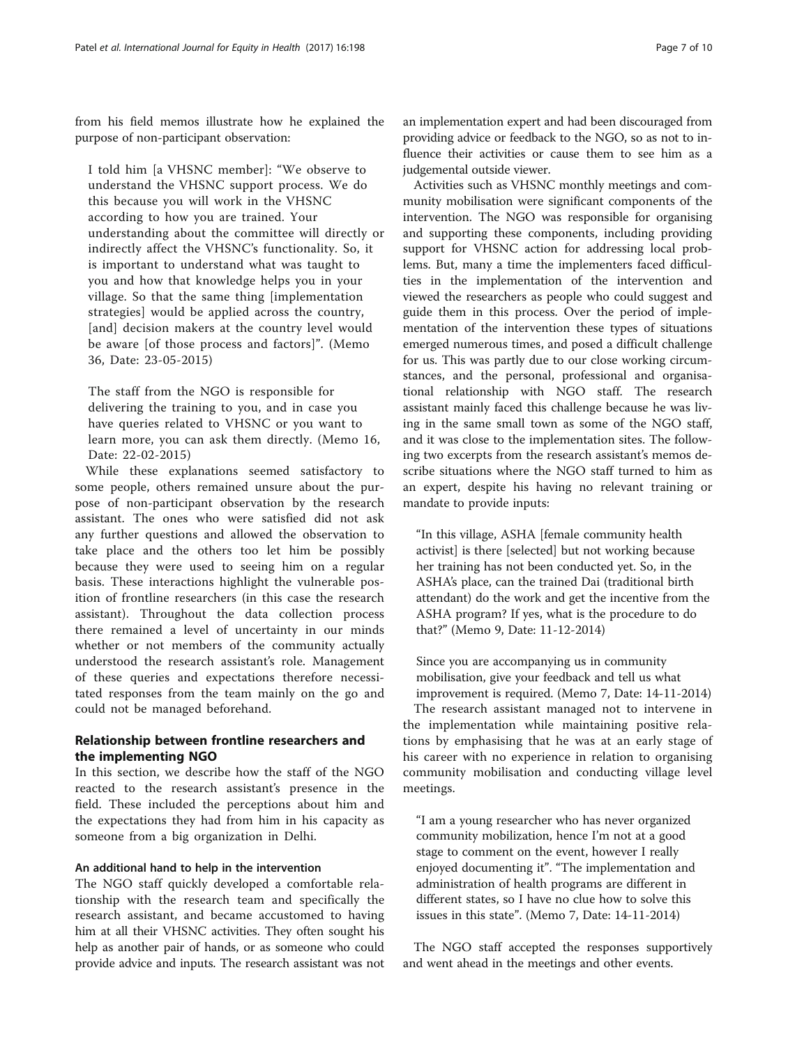from his field memos illustrate how he explained the purpose of non-participant observation:

> I told him [a VHSNC member]: "We observe to understand the VHSNC support process. We do this because you will work in the VHSNC according to how you are trained. Your understanding about the committee will directly or indirectly affect the VHSNC's functionality. So, it is important to understand what was taught to you and how that knowledge helps you in your village. So that the same thing [implementation strategies] would be applied across the country, [and] decision makers at the country level would be aware [of those process and factors]". (Memo 36, Date: 23-05-2015)

> The staff from the NGO is responsible for delivering the training to you, and in case you have queries related to VHSNC or you want to learn more, you can ask them directly. (Memo 16, Date: 22-02-2015)

While these explanations seemed satisfactory to some people, others remained unsure about the purpose of non-participant observation by the research assistant. The ones who were satisfied did not ask any further questions and allowed the observation to take place and the others too let him be possibly because they were used to seeing him on a regular basis. These interactions highlight the vulnerable position of frontline researchers (in this case the research assistant). Throughout the data collection process there remained a level of uncertainty in our minds whether or not members of the community actually understood the research assistant's role. Management of these queries and expectations therefore necessitated responses from the team mainly on the go and could not be managed beforehand.

## Relationship between frontline researchers and the implementing NGO

In this section, we describe how the staff of the NGO reacted to the research assistant's presence in the field. These included the perceptions about him and the expectations they had from him in his capacity as someone from a big organization in Delhi.

### An additional hand to help in the intervention

The NGO staff quickly developed a comfortable relationship with the research team and specifically the research assistant, and became accustomed to having him at all their VHSNC activities. They often sought his help as another pair of hands, or as someone who could provide advice and inputs. The research assistant was not an implementation expert and had been discouraged from providing advice or feedback to the NGO, so as not to influence their activities or cause them to see him as a judgemental outside viewer.

Activities such as VHSNC monthly meetings and community mobilisation were significant components of the intervention. The NGO was responsible for organising and supporting these components, including providing support for VHSNC action for addressing local problems. But, many a time the implementers faced difficulties in the implementation of the intervention and viewed the researchers as people who could suggest and guide them in this process. Over the period of implementation of the intervention these types of situations emerged numerous times, and posed a difficult challenge for us. This was partly due to our close working circumstances, and the personal, professional and organisational relationship with NGO staff. The research assistant mainly faced this challenge because he was living in the same small town as some of the NGO staff, and it was close to the implementation sites. The following two excerpts from the research assistant's memos describe situations where the NGO staff turned to him as an expert, despite his having no relevant training or mandate to provide inputs:

> "In this village, ASHA [female community health activist] is there [selected] but not working because her training has not been conducted yet. So, in the ASHA's place, can the trained Dai (traditional birth attendant) do the work and get the incentive from the ASHA program? If yes, what is the procedure to do that?" (Memo 9, Date: 11-12-2014)

> Since you are accompanying us in community mobilisation, give your feedback and tell us what improvement is required. (Memo 7, Date: 14-11-2014)

The research assistant managed not to intervene in the implementation while maintaining positive relations by emphasising that he was at an early stage of his career with no experience in relation to organising community mobilisation and conducting village level meetings.

> "I am a young researcher who has never organized community mobilization, hence I'm not at a good stage to comment on the event, however I really enjoyed documenting it". "The implementation and administration of health programs are different in different states, so I have no clue how to solve this issues in this state". (Memo 7, Date: 14-11-2014)

The NGO staff accepted the responses supportively and went ahead in the meetings and other events.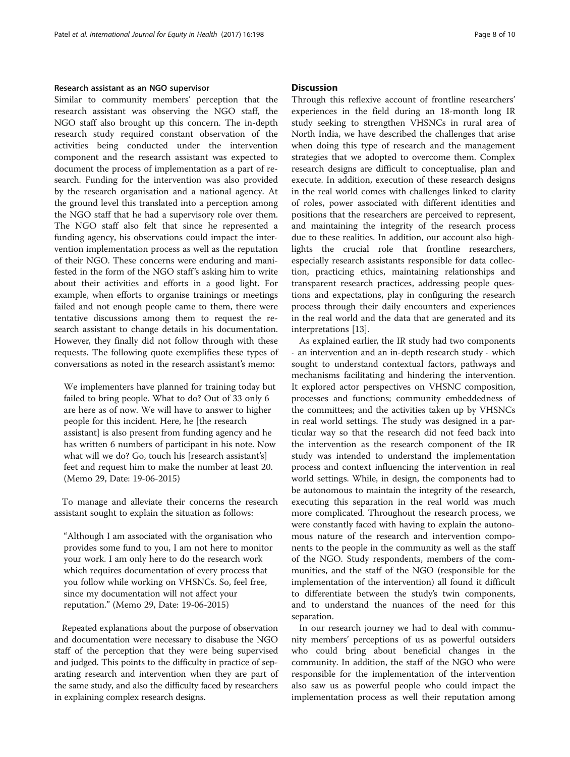### Research assistant as an NGO supervisor

Similar to community members' perception that the research assistant was observing the NGO staff, the NGO staff also brought up this concern. The in-depth research study required constant observation of the activities being conducted under the intervention component and the research assistant was expected to document the process of implementation as a part of research. Funding for the intervention was also provided by the research organisation and a national agency. At the ground level this translated into a perception among the NGO staff that he had a supervisory role over them. The NGO staff also felt that since he represented a funding agency, his observations could impact the intervention implementation process as well as the reputation of their NGO. These concerns were enduring and manifested in the form of the NGO staff's asking him to write about their activities and efforts in a good light. For example, when efforts to organise trainings or meetings failed and not enough people came to them, there were tentative discussions among them to request the research assistant to change details in his documentation. However, they finally did not follow through with these requests. The following quote exemplifies these types of conversations as noted in the research assistant's memo:

> We implementers have planned for training today but failed to bring people. What to do? Out of 33 only 6 are here as of now. We will have to answer to higher people for this incident. Here, he [the research assistant] is also present from funding agency and he has written 6 numbers of participant in his note. Now what will we do? Go, touch his [research assistant's] feet and request him to make the number at least 20. (Memo 29, Date: 19-06-2015)

To manage and alleviate their concerns the research assistant sought to explain the situation as follows:

> "Although I am associated with the organisation who provides some fund to you, I am not here to monitor your work. I am only here to do the research work which requires documentation of every process that you follow while working on VHSNCs. So, feel free, since my documentation will not affect your reputation." (Memo 29, Date: 19-06-2015)

Repeated explanations about the purpose of observation and documentation were necessary to disabuse the NGO staff of the perception that they were being supervised and judged. This points to the difficulty in practice of separating research and intervention when they are part of the same study, and also the difficulty faced by researchers in explaining complex research designs.

## Discussion

Through this reflexive account of frontline researchers' experiences in the field during an 18-month long IR study seeking to strengthen VHSNCs in rural area of North India, we have described the challenges that arise when doing this type of research and the management strategies that we adopted to overcome them. Complex research designs are difficult to conceptualise, plan and execute. In addition, execution of these research designs in the real world comes with challenges linked to clarity of roles, power associated with different identities and positions that the researchers are perceived to represent, and maintaining the integrity of the research process due to these realities. In addition, our account also highlights the crucial role that frontline researchers, especially research assistants responsible for data collection, practicing ethics, maintaining relationships and transparent research practices, addressing people questions and expectations, play in configuring the research process through their daily encounters and experiences in the real world and the data that are generated and its interpretations [13].

As explained earlier, the IR study had two components - an intervention and an in-depth research study - which sought to understand contextual factors, pathways and mechanisms facilitating and hindering the intervention. It explored actor perspectives on VHSNC composition, processes and functions; community embeddedness of the committees; and the activities taken up by VHSNCs in real world settings. The study was designed in a particular way so that the research did not feed back into the intervention as the research component of the IR study was intended to understand the implementation process and context influencing the intervention in real world settings. While, in design, the components had to be autonomous to maintain the integrity of the research, executing this separation in the real world was much more complicated. Throughout the research process, we were constantly faced with having to explain the autonomous nature of the research and intervention components to the people in the community as well as the staff of the NGO. Study respondents, members of the communities, and the staff of the NGO (responsible for the implementation of the intervention) all found it difficult to differentiate between the study's twin components, and to understand the nuances of the need for this separation.

In our research journey we had to deal with community members' perceptions of us as powerful outsiders who could bring about beneficial changes in the community. In addition, the staff of the NGO who were responsible for the implementation of the intervention also saw us as powerful people who could impact the implementation process as well their reputation among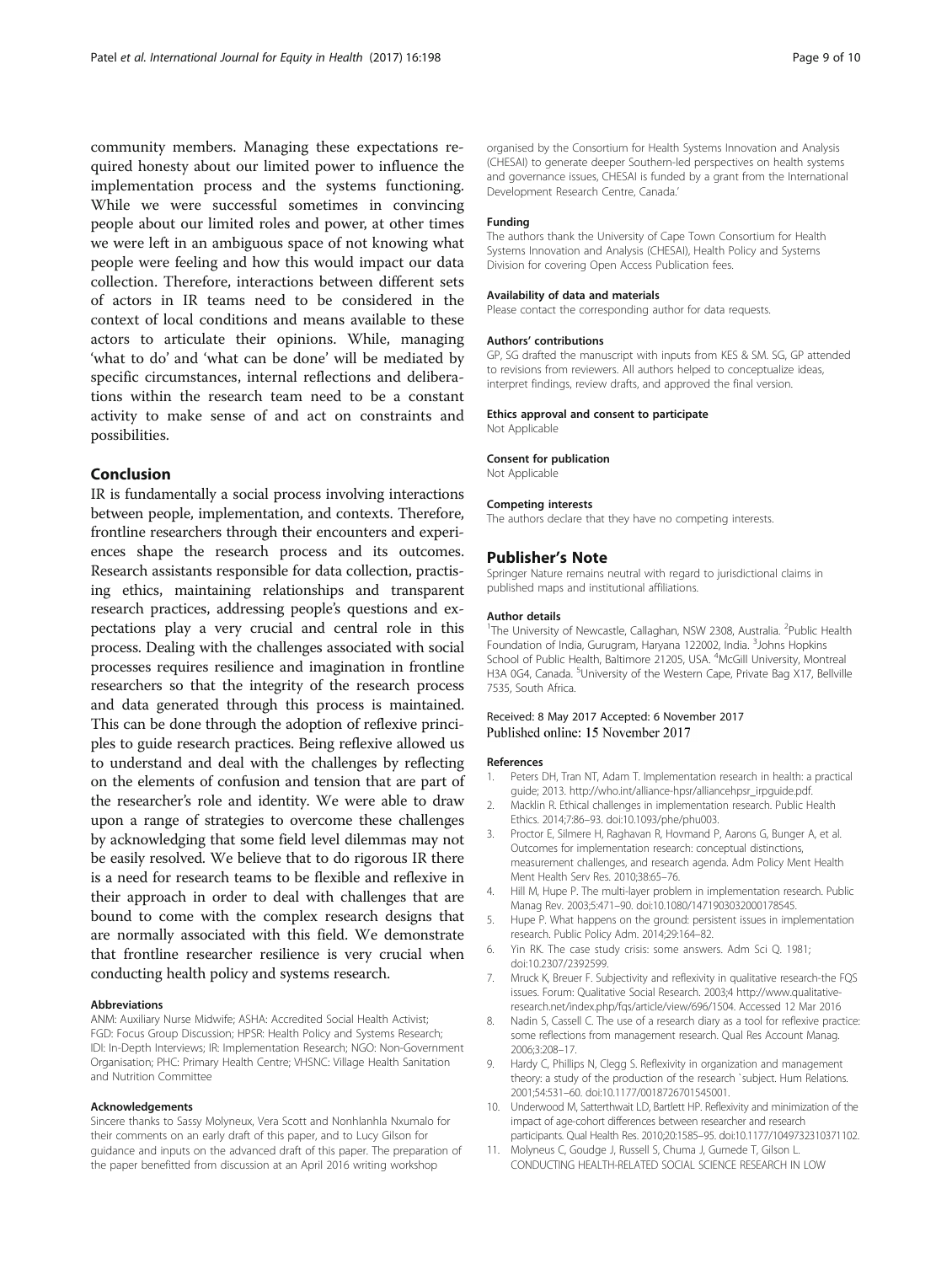community members. Managing these expectations required honesty about our limited power to influence the implementation process and the systems functioning. While we were successful sometimes in convincing people about our limited roles and power, at other times we were left in an ambiguous space of not knowing what people were feeling and how this would impact our data collection. Therefore, interactions between different sets of actors in IR teams need to be considered in the context of local conditions and means available to these actors to articulate their opinions. While, managing 'what to do' and 'what can be done' will be mediated by specific circumstances, internal reflections and deliberations within the research team need to be a constant activity to make sense of and act on constraints and possibilities.

## Conclusion

IR is fundamentally a social process involving interactions between people, implementation, and contexts. Therefore, frontline researchers through their encounters and experiences shape the research process and its outcomes. Research assistants responsible for data collection, practising ethics, maintaining relationships and transparent research practices, addressing people's questions and expectations play a very crucial and central role in this process. Dealing with the challenges associated with social processes requires resilience and imagination in frontline researchers so that the integrity of the research process and data generated through this process is maintained. This can be done through the adoption of reflexive principles to guide research practices. Being reflexive allowed us to understand and deal with the challenges by reflecting on the elements of confusion and tension that are part of the researcher's role and identity. We were able to draw upon a range of strategies to overcome these challenges by acknowledging that some field level dilemmas may not be easily resolved. We believe that to do rigorous IR there is a need for research teams to be flexible and reflexive in their approach in order to deal with challenges that are bound to come with the complex research designs that are normally associated with this field. We demonstrate that frontline researcher resilience is very crucial when conducting health policy and systems research.

#### Abbreviations

ANM: Auxiliary Nurse Midwife; ASHA: Accredited Social Health Activist; FGD: Focus Group Discussion; HPSR: Health Policy and Systems Research; IDI: In-Depth Interviews; IR: Implementation Research; NGO: Non-Government Organisation; PHC: Primary Health Centre; VHSNC: Village Health Sanitation and Nutrition Committee

#### Acknowledgements

Sincere thanks to Sassy Molyneux, Vera Scott and Nonhlanhla Nxumalo for their comments on an early draft of this paper, and to Lucy Gilson for guidance and inputs on the advanced draft of this paper. The preparation of the paper benefitted from discussion at an April 2016 writing workshop organised by the Consortium for Health Systems Innovation and Analysis (CHESAI) to generate deeper Southern-led perspectives on health systems and governance issues, CHESAI is funded by a grant from the International Development Research Centre, Canada.'

#### Funding

The authors thank the University of Cape Town Consortium for Health Systems Innovation and Analysis (CHESAI), Health Policy and Systems Division for covering Open Access Publication fees.

#### Availability of data and materials

Please contact the corresponding author for data requests.

#### Authors' contributions

GP, SG drafted the manuscript with inputs from KES & SM. SG, GP attended to revisions from reviewers. All authors helped to conceptualize ideas, interpret findings, review drafts, and approved the final version.

#### Ethics approval and consent to participate

Not Applicable

#### Consent for publication

Not Applicable

#### Competing interests

The authors declare that they have no competing interests.

## Publisher's Note

Springer Nature remains neutral with regard to jurisdictional claims in published maps and institutional affiliations.

#### Author details

[1]The University of Newcastle, Callaghan, NSW 2308, Australia. [2]Public Health Foundation of India, Gurugram, Haryana 122002, India. [3]Johns Hopkins School of Public Health, Baltimore 21205, USA. [4]McGill University, Montreal H3A 0G4, Canada. [5]University of the Western Cape, Private Bag X17, Bellville 7535, South Africa.

Received: 8 May 2017 Accepted: 6 November 2017
Published online: 15 November 2017

#### References

1. Peters DH, Tran NT, Adam T. Implementation research in health: a practical guide; 2013. http://who.int/alliance-hpsr/alliancehpsr_irpguide.pdf.
2. Macklin R. Ethical challenges in implementation research. Public Health Ethics. 2014;7:86–93. doi:10.1093/phe/phu003.
3. Proctor E, Silmere H, Raghavan R, Hovmand P, Aarons G, Bunger A, et al. Outcomes for implementation research: conceptual distinctions, measurement challenges, and research agenda. Adm Policy Ment Health Ment Health Serv Res. 2010;38:65–76.
4. Hill M, Hupe P. The multi-layer problem in implementation research. Public Manag Rev. 2003;5:471–90. doi:10.1080/1471903032000178545.
5. Hupe P. What happens on the ground: persistent issues in implementation research. Public Policy Adm. 2014;29:164–82.
6. Yin RK. The case study crisis: some answers. Adm Sci Q. 1981; doi:10.2307/2392599.
7. Mruck K, Breuer F. Subjectivity and reflexivity in qualitative research-the FQS issues. Forum: Qualitative Social Research. 2003;4 http://www.qualitative-research.net/index.php/fqs/article/view/696/1504. Accessed 12 Mar 2016
8. Nadin S, Cassell C. The use of a research diary as a tool for reflexive practice: some reflections from management research. Qual Res Account Manag. 2006;3:208–17.
9. Hardy C, Phillips N, Clegg S. Reflexivity in organization and management theory: a study of the production of the research `subject. Hum Relations. 2001;54:531–60. doi:10.1177/0018726701545001.
10. Underwood M, Satterthwait LD, Bartlett HP. Reflexivity and minimization of the impact of age-cohort differences between researcher and research participants. Qual Health Res. 2010;20:1585–95. doi:10.1177/1049732310371102.
11. Molyneux C, Goudge J, Russell S, Chuma J, Gumede T, Gilson L. CONDUCTING HEALTH-RELATED SOCIAL SCIENCE RESEARCH IN LOW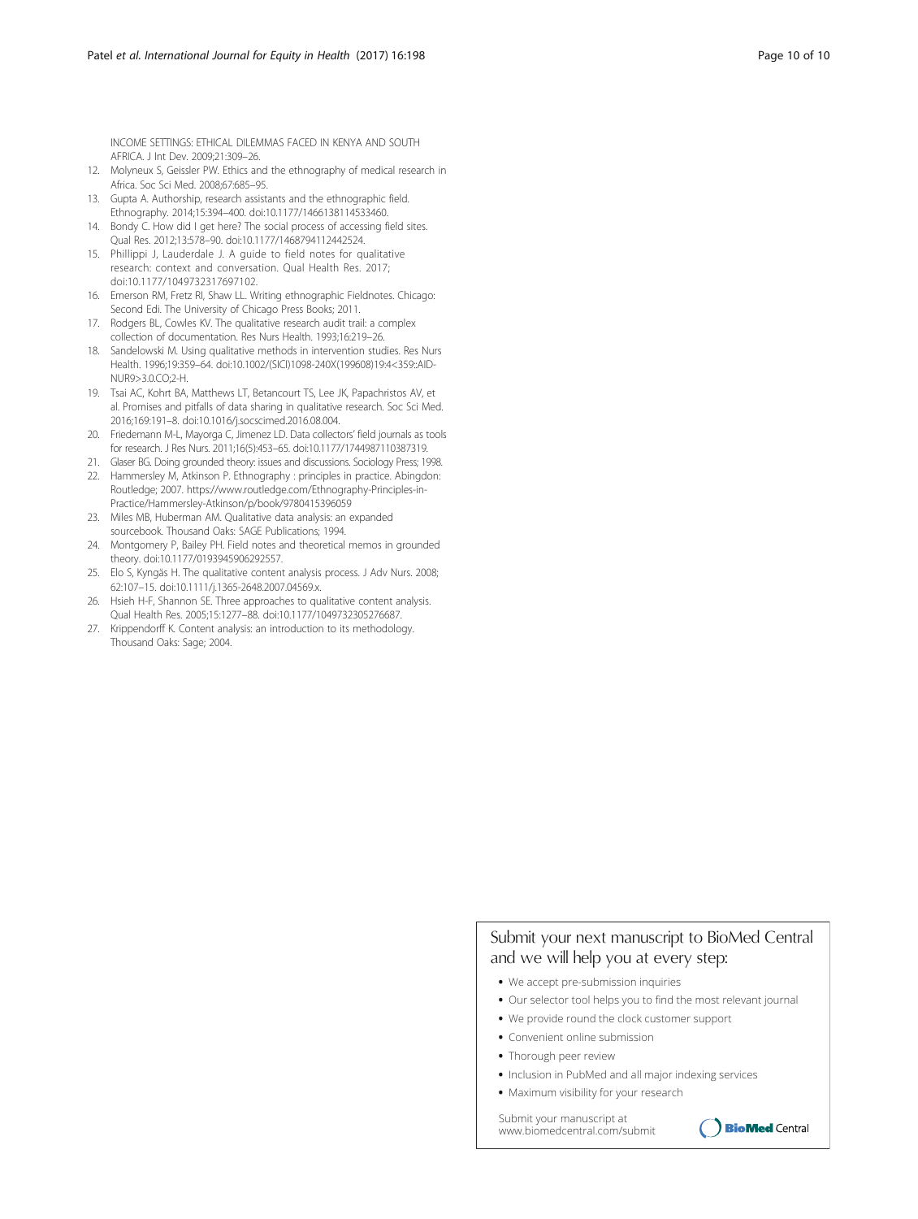INCOME SETTINGS: ETHICAL DILEMMAS FACED IN KENYA AND SOUTH AFRICA. J Int Dev. 2009;21:309–26.

12. Molyneux S, Geissler PW. Ethics and the ethnography of medical research in Africa. Soc Sci Med. 2008;67:685–95.
13. Gupta A. Authorship, research assistants and the ethnographic field. Ethnography. 2014;15:394–400. doi:10.1177/1466138114533460.
14. Bondy C. How did I get here? The social process of accessing field sites. Qual Res. 2012;13:578–90. doi:10.1177/1468794112442524.
15. Phillippi J, Lauderdale J. A guide to field notes for qualitative research: context and conversation. Qual Health Res. 2017; doi:10.1177/1049732317697102.
16. Emerson RM, Fretz RI, Shaw LL. Writing ethnographic Fieldnotes. Chicago: Second Edi. The University of Chicago Press Books; 2011.
17. Rodgers BL, Cowles KV. The qualitative research audit trail: a complex collection of documentation. Res Nurs Health. 1993;16:219–26.
18. Sandelowski M. Using qualitative methods in intervention studies. Res Nurs Health. 1996;19:359–64. doi:10.1002/(SICI)1098-240X(199608)19:4<359::AID-NUR9>3.0.CO;2-H.
19. Tsai AC, Kohrt BA, Matthews LT, Betancourt TS, Lee JK, Papachristos AV, et al. Promises and pitfalls of data sharing in qualitative research. Soc Sci Med. 2016;169:191–8. doi:10.1016/j.socscimed.2016.08.004.
20. Friedemann M-L, Mayorga C, Jimenez LD. Data collectors' field journals as tools for research. J Res Nurs. 2011;16(5):453–65. doi:10.1177/1744987110387319.
21. Glaser BG. Doing grounded theory: issues and discussions. Sociology Press; 1998.
22. Hammersley M, Atkinson P. Ethnography : principles in practice. Abingdon: Routledge; 2007. https://www.routledge.com/Ethnography-Principles-in-Practice/Hammersley-Atkinson/p/book/9780415396059
23. Miles MB, Huberman AM. Qualitative data analysis: an expanded sourcebook. Thousand Oaks: SAGE Publications; 1994.
24. Montgomery P, Bailey PH. Field notes and theoretical memos in grounded theory. doi:10.1177/0193945906292557.
25. Elo S, Kyngäs H. The qualitative content analysis process. J Adv Nurs. 2008; 62:107–15. doi:10.1111/j.1365-2648.2007.04569.x.
26. Hsieh H-F, Shannon SE. Three approaches to qualitative content analysis. Qual Health Res. 2005;15:1277–88. doi:10.1177/1049732305276687.
27. Krippendorff K. Content analysis: an introduction to its methodology. Thousand Oaks: Sage; 2004.

Submit your next manuscript to BioMed Central and we will help you at every step:

- We accept pre-submission inquiries
- Our selector tool helps you to find the most relevant journal
- We provide round the clock customer support
- Convenient online submission
- Thorough peer review
- Inclusion in PubMed and all major indexing services
- Maximum visibility for your research

Submit your manuscript at www.biomedcentral.com/submit

BioMed Central